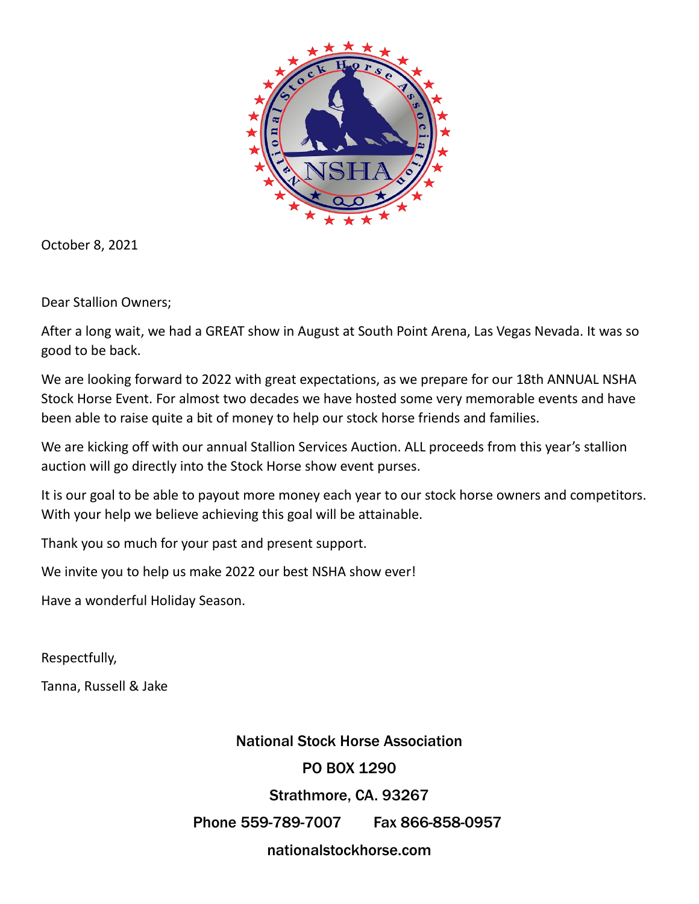October 8, 2021

Dear Stallion Owners;

After a long wait, we had a GREAT show in August at South Point Arena, Las Vegas Nevada. It was so good to be back.

We are looking forward to 2022 with great expectations, as we prepare for our 18th ANNUAL NSHA Stock Horse Event. For almost two decades we have hosted some very memorable events and have been able to raise quite a bit of money to help our stock horse friends and families.

We are kicking off with our annual Stallion Services Auction. ALL proceeds from this year's stallion auction will go directly into the Stock Horse show event purses.

It is our goal to be able to payout more money each year to our stock horse owners and competitors. With your help we believe achieving this goal will be attainable.

Thank you so much for your past and present support.

We invite you to help us make 2022 our best NSHA show ever!

Have a wonderful Holiday Season.

Respectfully,

Tanna, Russell & Jake

National Stock Horse Association

PO BOX 1290

Strathmore, CA. 93267

Phone 559-789-7007 Fax 866-858-0957

nationalstockhorse.com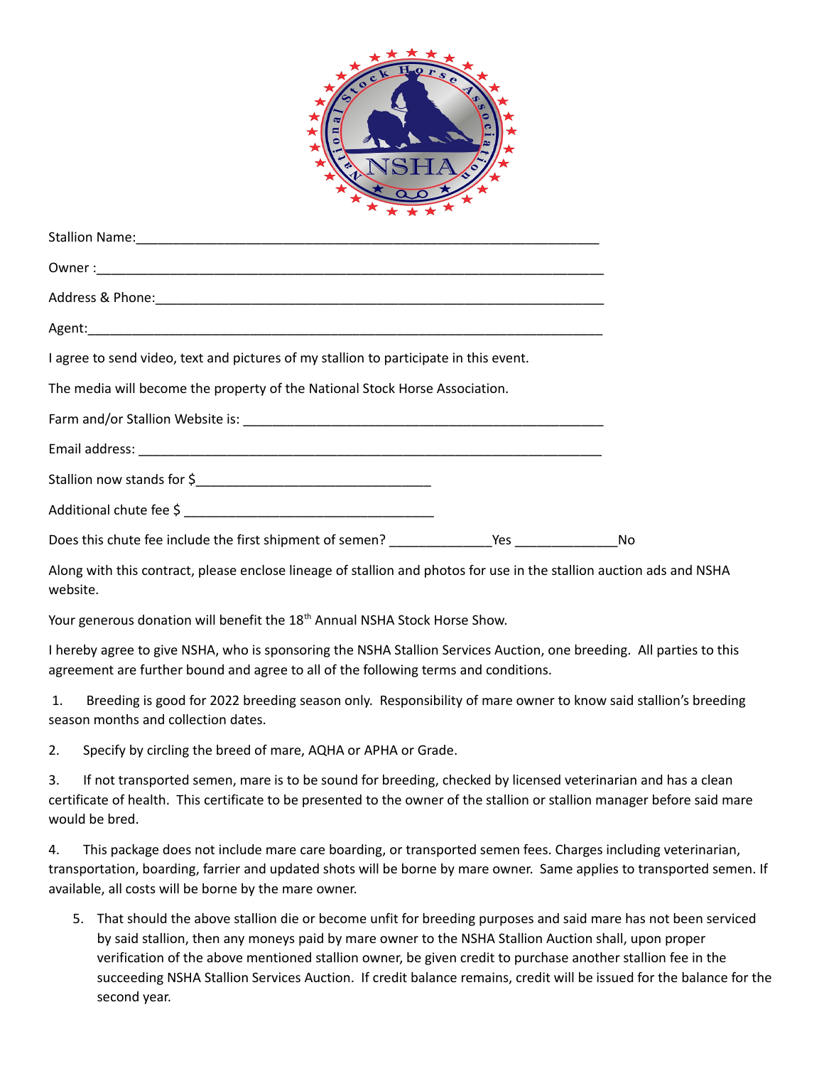Stallion Name:_________________________________________________________________

Owner :__________________________________________________________________

Address & Phone:_______________________________________________________________

Agent:___________________________________________________________________

I agree to send video, text and pictures of my stallion to participate in this event.

The media will become the property of the National Stock Horse Association.

Farm and/or Stallion Website is: ______________________________________________

Email address: ________________________________________________________________

Stallion now stands for $______________________________

Additional chute fee $ ________________________________

Does this chute fee include the first shipment of semen? _____________Yes _____________No

Along with this contract, please enclose lineage of stallion and photos for use in the stallion auction ads and NSHA website.

Your generous donation will benefit the 18th Annual NSHA Stock Horse Show.

I hereby agree to give NSHA, who is sponsoring the NSHA Stallion Services Auction, one breeding. All parties to this agreement are further bound and agree to all of the following terms and conditions.

1. Breeding is good for 2022 breeding season only. Responsibility of mare owner to know said stallion's breeding season months and collection dates.

2. Specify by circling the breed of mare, AQHA or APHA or Grade.

3. If not transported semen, mare is to be sound for breeding, checked by licensed veterinarian and has a clean certificate of health. This certificate to be presented to the owner of the stallion or stallion manager before said mare would be bred.

4. This package does not include mare care boarding, or transported semen fees. Charges including veterinarian, transportation, boarding, farrier and updated shots will be borne by mare owner. Same applies to transported semen. If available, all costs will be borne by the mare owner.

5. That should the above stallion die or become unfit for breeding purposes and said mare has not been serviced by said stallion, then any moneys paid by mare owner to the NSHA Stallion Auction shall, upon proper verification of the above mentioned stallion owner, be given credit to purchase another stallion fee in the succeeding NSHA Stallion Services Auction. If credit balance remains, credit will be issued for the balance for the second year.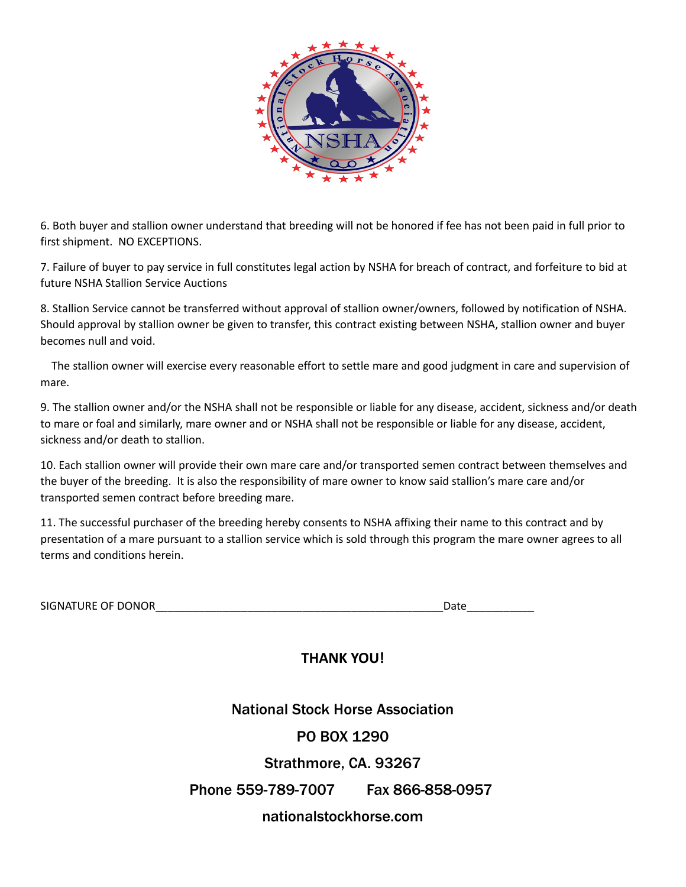6. Both buyer and stallion owner understand that breeding will not be honored if fee has not been paid in full prior to first shipment. NO EXCEPTIONS.

7. Failure of buyer to pay service in full constitutes legal action by NSHA for breach of contract, and forfeiture to bid at future NSHA Stallion Service Auctions

8. Stallion Service cannot be transferred without approval of stallion owner/owners, followed by notification of NSHA. Should approval by stallion owner be given to transfer, this contract existing between NSHA, stallion owner and buyer becomes null and void.

The stallion owner will exercise every reasonable effort to settle mare and good judgment in care and supervision of mare.

9. The stallion owner and/or the NSHA shall not be responsible or liable for any disease, accident, sickness and/or death to mare or foal and similarly, mare owner and or NSHA shall not be responsible or liable for any disease, accident, sickness and/or death to stallion.

10. Each stallion owner will provide their own mare care and/or transported semen contract between themselves and the buyer of the breeding. It is also the responsibility of mare owner to know said stallion's mare care and/or transported semen contract before breeding mare.

11. The successful purchaser of the breeding hereby consents to NSHA affixing their name to this contract and by presentation of a mare pursuant to a stallion service which is sold through this program the mare owner agrees to all terms and conditions herein.

SIGNATURE OF DONOR_______________________________________________Date___________

**THANK YOU!**

National Stock Horse Association

PO BOX 1290

Strathmore, CA. 93267

Phone 559-789-7007 Fax 866-858-0957

nationalstockhorse.com